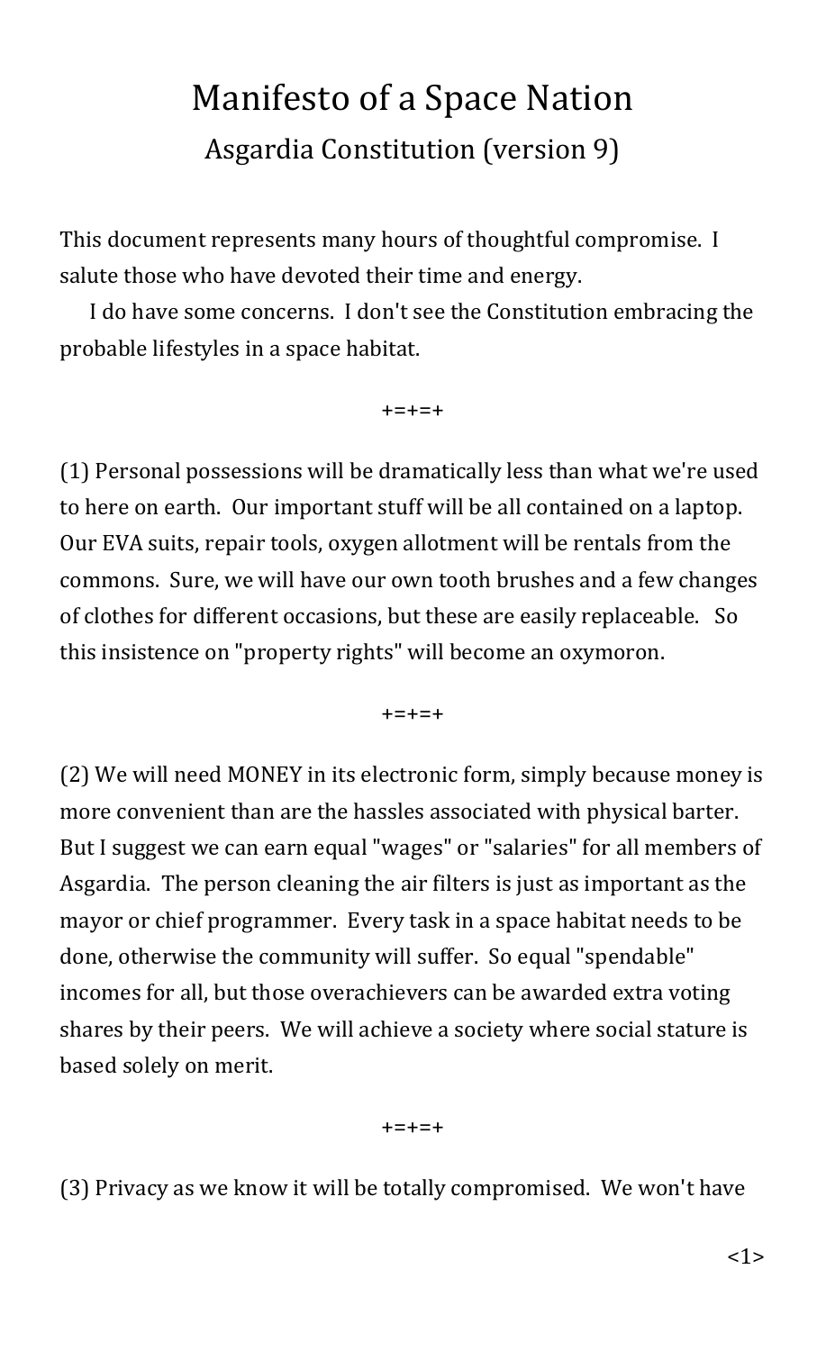# Manifesto of a Space Nation

## Asgardia Constitution (version 9)

This document represents many hours of thoughtful compromise. I salute those who have devoted their time and energy.

I do have some concerns. I don't see the Constitution embracing the probable lifestyles in a space habitat.

+=+=+

(1) Personal possessions will be dramatically less than what we're used to here on earth. Our important stuff will be all contained on a laptop. Our EVA suits, repair tools, oxygen allotment will be rentals from the commons. Sure, we will have our own tooth brushes and a few changes of clothes for different occasions, but these are easily replaceable. So this insistence on "property rights" will become an oxymoron.

+=+=+

(2) We will need MONEY in its electronic form, simply because money is more convenient than are the hassles associated with physical barter. But I suggest we can earn equal "wages" or "salaries" for all members of Asgardia. The person cleaning the air filters is just as important as the mayor or chief programmer. Every task in a space habitat needs to be done, otherwise the community will suffer. So equal "spendable" incomes for all, but those overachievers can be awarded extra voting shares by their peers. We will achieve a society where social stature is based solely on merit.

+=+=+

(3) Privacy as we know it will be totally compromised. We won't have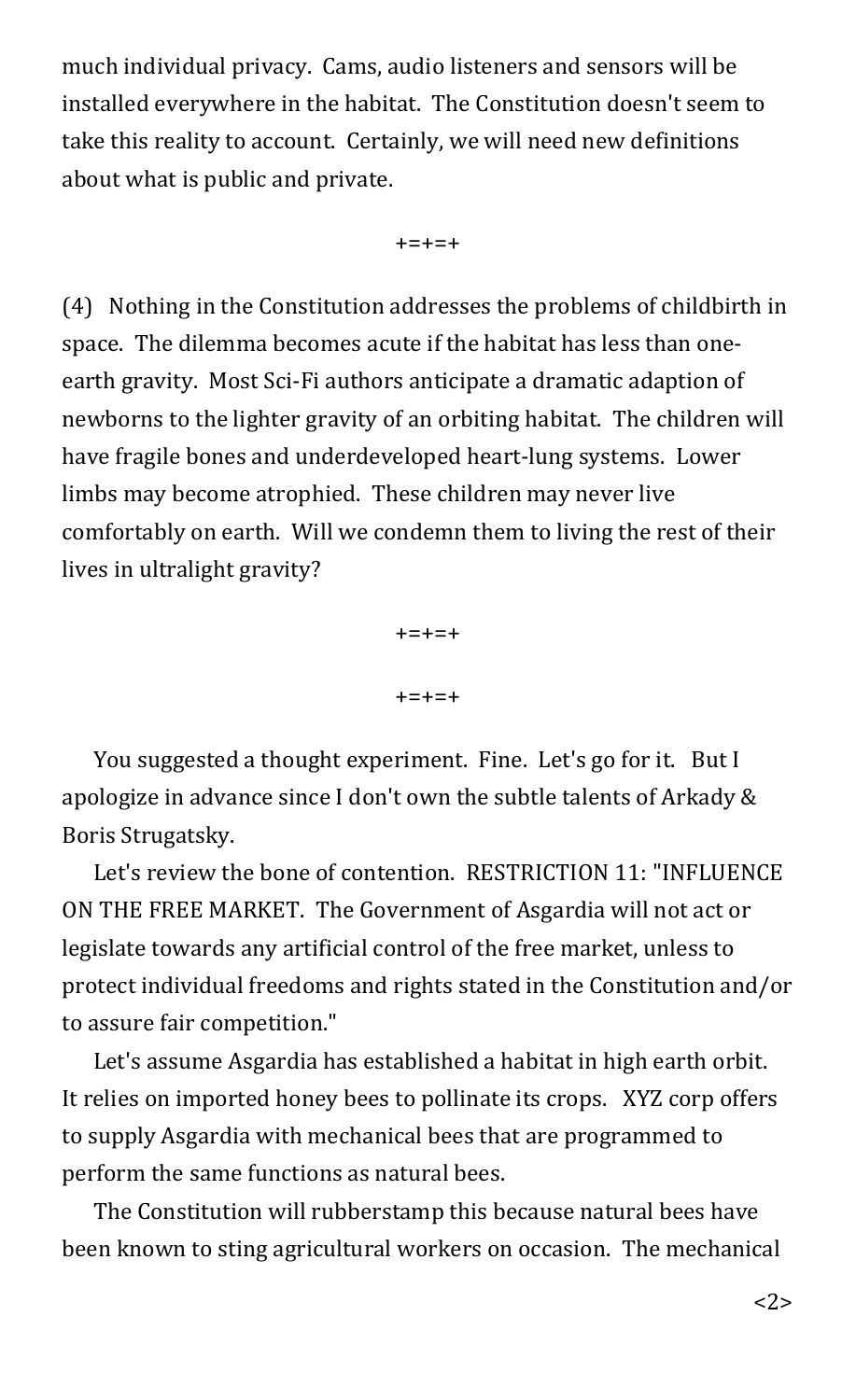much individual privacy. Cams, audio listeners and sensors will be installed everywhere in the habitat. The Constitution doesn't seem to take this reality to account. Certainly, we will need new definitions about what is public and private.

+=+=+

(4) Nothing in the Constitution addresses the problems of childbirth in space. The dilemma becomes acute if the habitat has less than one-earth gravity. Most Sci-Fi authors anticipate a dramatic adaption of newborns to the lighter gravity of an orbiting habitat. The children will have fragile bones and underdeveloped heart-lung systems. Lower limbs may become atrophied. These children may never live comfortably on earth. Will we condemn them to living the rest of their lives in ultralight gravity?

+=+=+

+=+=+

You suggested a thought experiment. Fine. Let's go for it. But I apologize in advance since I don't own the subtle talents of Arkady & Boris Strugatsky.

Let's review the bone of contention. RESTRICTION 11: "INFLUENCE ON THE FREE MARKET. The Government of Asgardia will not act or legislate towards any artificial control of the free market, unless to protect individual freedoms and rights stated in the Constitution and/or to assure fair competition."

Let's assume Asgardia has established a habitat in high earth orbit. It relies on imported honey bees to pollinate its crops. XYZ corp offers to supply Asgardia with mechanical bees that are programmed to perform the same functions as natural bees.

The Constitution will rubberstamp this because natural bees have been known to sting agricultural workers on occasion. The mechanical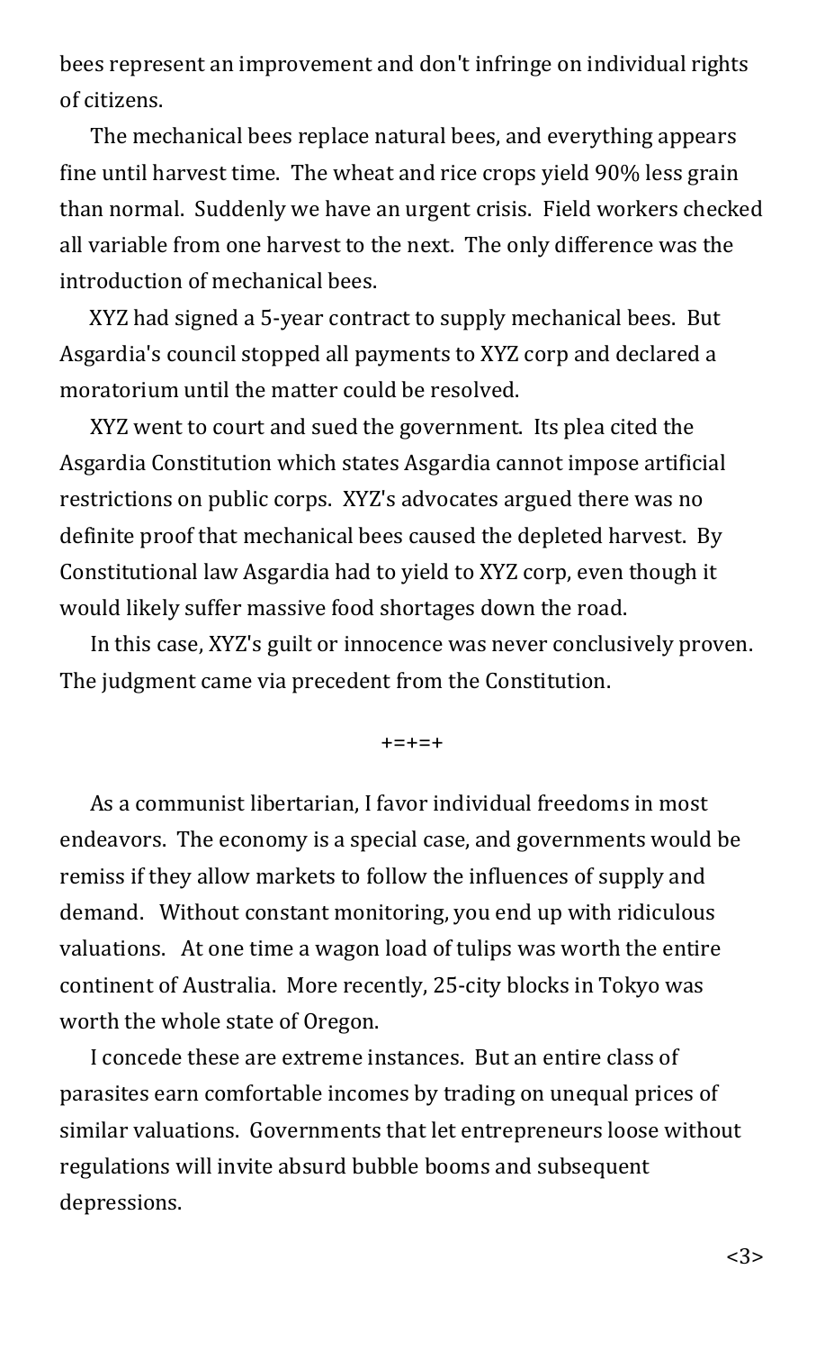bees represent an improvement and don't infringe on individual rights of citizens.

The mechanical bees replace natural bees, and everything appears fine until harvest time. The wheat and rice crops yield 90% less grain than normal. Suddenly we have an urgent crisis. Field workers checked all variable from one harvest to the next. The only difference was the introduction of mechanical bees.

XYZ had signed a 5-year contract to supply mechanical bees. But Asgardia's council stopped all payments to XYZ corp and declared a moratorium until the matter could be resolved.

XYZ went to court and sued the government. Its plea cited the Asgardia Constitution which states Asgardia cannot impose artificial restrictions on public corps. XYZ's advocates argued there was no definite proof that mechanical bees caused the depleted harvest. By Constitutional law Asgardia had to yield to XYZ corp, even though it would likely suffer massive food shortages down the road.

In this case, XYZ's guilt or innocence was never conclusively proven. The judgment came via precedent from the Constitution.

+=+=+

As a communist libertarian, I favor individual freedoms in most endeavors. The economy is a special case, and governments would be remiss if they allow markets to follow the influences of supply and demand. Without constant monitoring, you end up with ridiculous valuations. At one time a wagon load of tulips was worth the entire continent of Australia. More recently, 25-city blocks in Tokyo was worth the whole state of Oregon.

I concede these are extreme instances. But an entire class of parasites earn comfortable incomes by trading on unequal prices of similar valuations. Governments that let entrepreneurs loose without regulations will invite absurd bubble booms and subsequent depressions.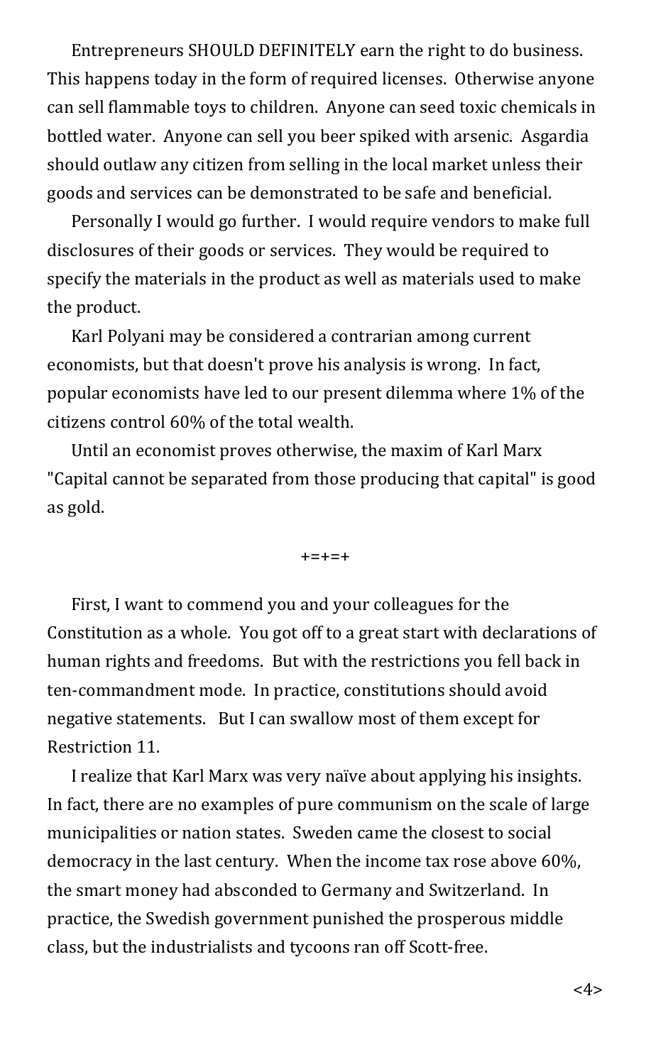Entrepreneurs SHOULD DEFINITELY earn the right to do business. This happens today in the form of required licenses. Otherwise anyone can sell flammable toys to children. Anyone can seed toxic chemicals in bottled water. Anyone can sell you beer spiked with arsenic. Asgardia should outlaw any citizen from selling in the local market unless their goods and services can be demonstrated to be safe and beneficial.

Personally I would go further. I would require vendors to make full disclosures of their goods or services. They would be required to specify the materials in the product as well as materials used to make the product.

Karl Polyani may be considered a contrarian among current economists, but that doesn't prove his analysis is wrong. In fact, popular economists have led to our present dilemma where 1% of the citizens control 60% of the total wealth.

Until an economist proves otherwise, the maxim of Karl Marx "Capital cannot be separated from those producing that capital" is good as gold.

+=+=+

First, I want to commend you and your colleagues for the Constitution as a whole. You got off to a great start with declarations of human rights and freedoms. But with the restrictions you fell back in ten-commandment mode. In practice, constitutions should avoid negative statements. But I can swallow most of them except for Restriction 11.

I realize that Karl Marx was very naïve about applying his insights. In fact, there are no examples of pure communism on the scale of large municipalities or nation states. Sweden came the closest to social democracy in the last century. When the income tax rose above 60%, the smart money had absconded to Germany and Switzerland. In practice, the Swedish government punished the prosperous middle class, but the industrialists and tycoons ran off Scott-free.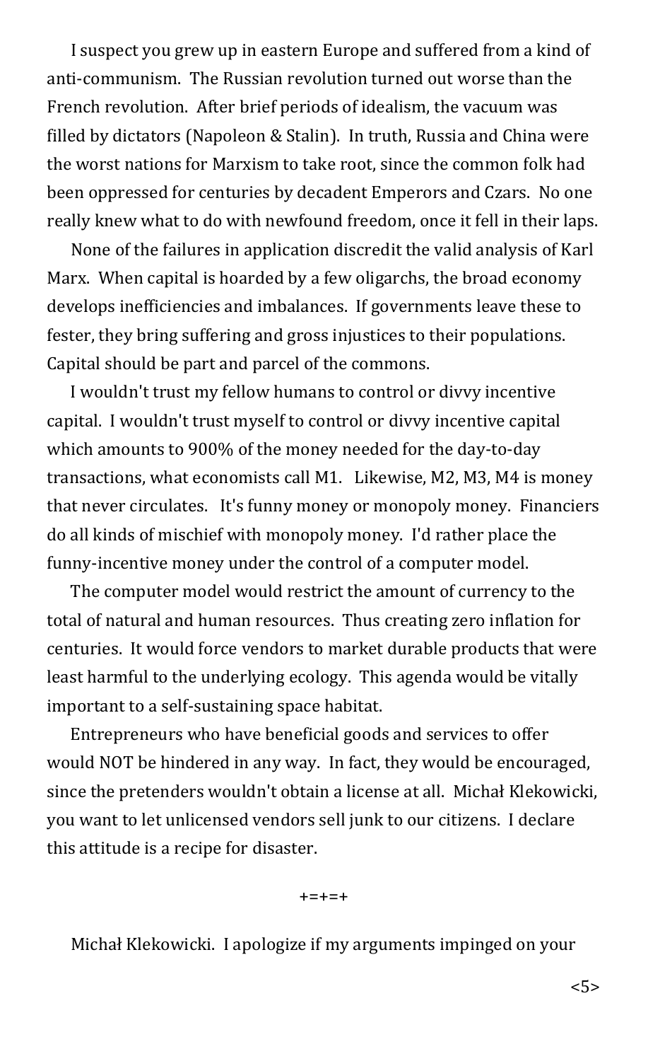I suspect you grew up in eastern Europe and suffered from a kind of anti-communism. The Russian revolution turned out worse than the French revolution. After brief periods of idealism, the vacuum was filled by dictators (Napoleon & Stalin). In truth, Russia and China were the worst nations for Marxism to take root, since the common folk had been oppressed for centuries by decadent Emperors and Czars. No one really knew what to do with newfound freedom, once it fell in their laps.

None of the failures in application discredit the valid analysis of Karl Marx. When capital is hoarded by a few oligarchs, the broad economy develops inefficiencies and imbalances. If governments leave these to fester, they bring suffering and gross injustices to their populations. Capital should be part and parcel of the commons.

I wouldn't trust my fellow humans to control or divvy incentive capital. I wouldn't trust myself to control or divvy incentive capital which amounts to 900% of the money needed for the day-to-day transactions, what economists call M1. Likewise, M2, M3, M4 is money that never circulates. It's funny money or monopoly money. Financiers do all kinds of mischief with monopoly money. I'd rather place the funny-incentive money under the control of a computer model.

The computer model would restrict the amount of currency to the total of natural and human resources. Thus creating zero inflation for centuries. It would force vendors to market durable products that were least harmful to the underlying ecology. This agenda would be vitally important to a self-sustaining space habitat.

Entrepreneurs who have beneficial goods and services to offer would NOT be hindered in any way. In fact, they would be encouraged, since the pretenders wouldn't obtain a license at all. Michał Klekowicki, you want to let unlicensed vendors sell junk to our citizens. I declare this attitude is a recipe for disaster.

+=+=+

Michał Klekowicki. I apologize if my arguments impinged on your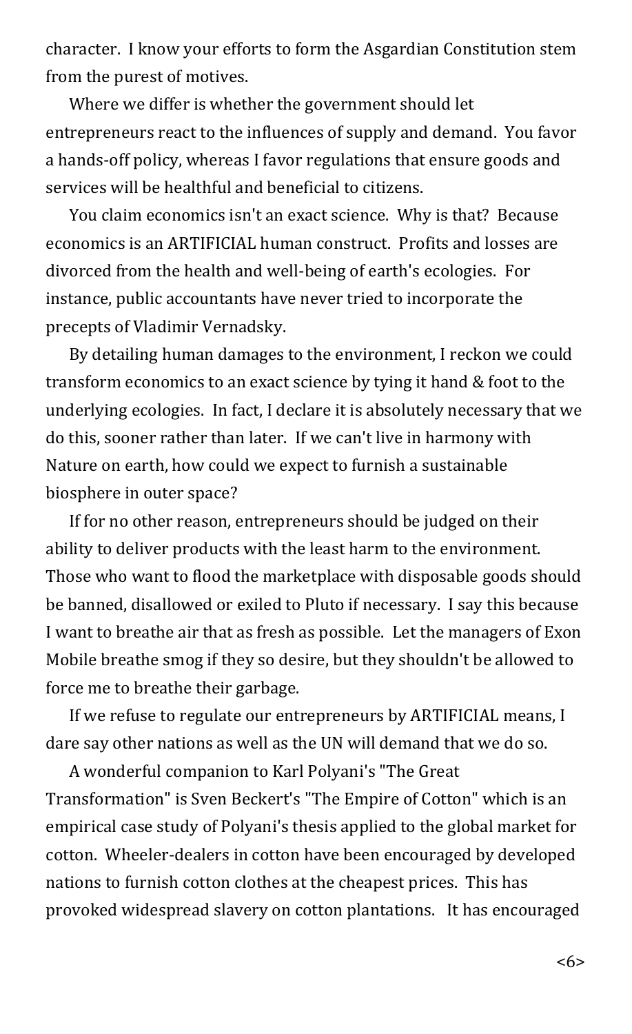character. I know your efforts to form the Asgardian Constitution stem from the purest of motives.

Where we differ is whether the government should let entrepreneurs react to the influences of supply and demand. You favor a hands-off policy, whereas I favor regulations that ensure goods and services will be healthful and beneficial to citizens.

You claim economics isn't an exact science. Why is that? Because economics is an ARTIFICIAL human construct. Profits and losses are divorced from the health and well-being of earth's ecologies. For instance, public accountants have never tried to incorporate the precepts of Vladimir Vernadsky.

By detailing human damages to the environment, I reckon we could transform economics to an exact science by tying it hand & foot to the underlying ecologies. In fact, I declare it is absolutely necessary that we do this, sooner rather than later. If we can't live in harmony with Nature on earth, how could we expect to furnish a sustainable biosphere in outer space?

If for no other reason, entrepreneurs should be judged on their ability to deliver products with the least harm to the environment. Those who want to flood the marketplace with disposable goods should be banned, disallowed or exiled to Pluto if necessary. I say this because I want to breathe air that as fresh as possible. Let the managers of Exon Mobile breathe smog if they so desire, but they shouldn't be allowed to force me to breathe their garbage.

If we refuse to regulate our entrepreneurs by ARTIFICIAL means, I dare say other nations as well as the UN will demand that we do so.

A wonderful companion to Karl Polyani's "The Great Transformation" is Sven Beckert's "The Empire of Cotton" which is an empirical case study of Polyani's thesis applied to the global market for cotton. Wheeler-dealers in cotton have been encouraged by developed nations to furnish cotton clothes at the cheapest prices. This has provoked widespread slavery on cotton plantations. It has encouraged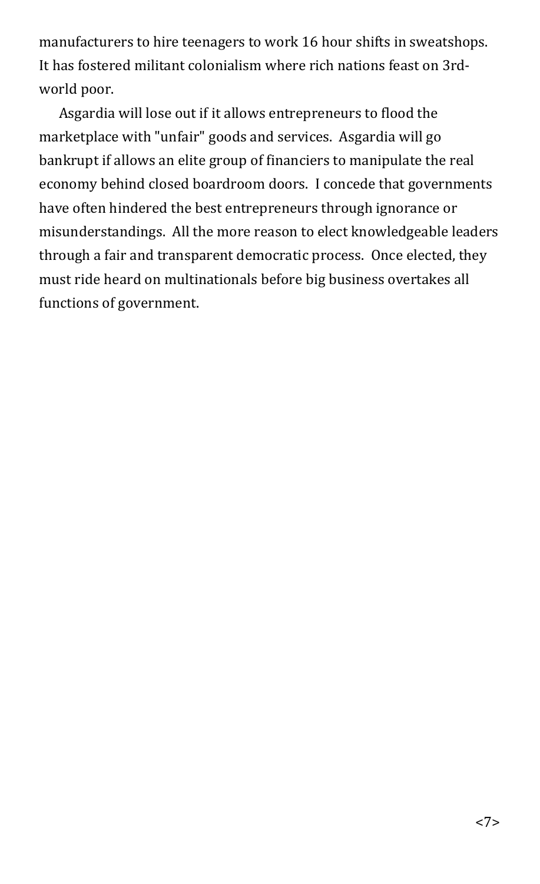manufacturers to hire teenagers to work 16 hour shifts in sweatshops. It has fostered militant colonialism where rich nations feast on 3rd-world poor.

Asgardia will lose out if it allows entrepreneurs to flood the marketplace with "unfair" goods and services. Asgardia will go bankrupt if allows an elite group of financiers to manipulate the real economy behind closed boardroom doors. I concede that governments have often hindered the best entrepreneurs through ignorance or misunderstandings. All the more reason to elect knowledgeable leaders through a fair and transparent democratic process. Once elected, they must ride heard on multinationals before big business overtakes all functions of government.